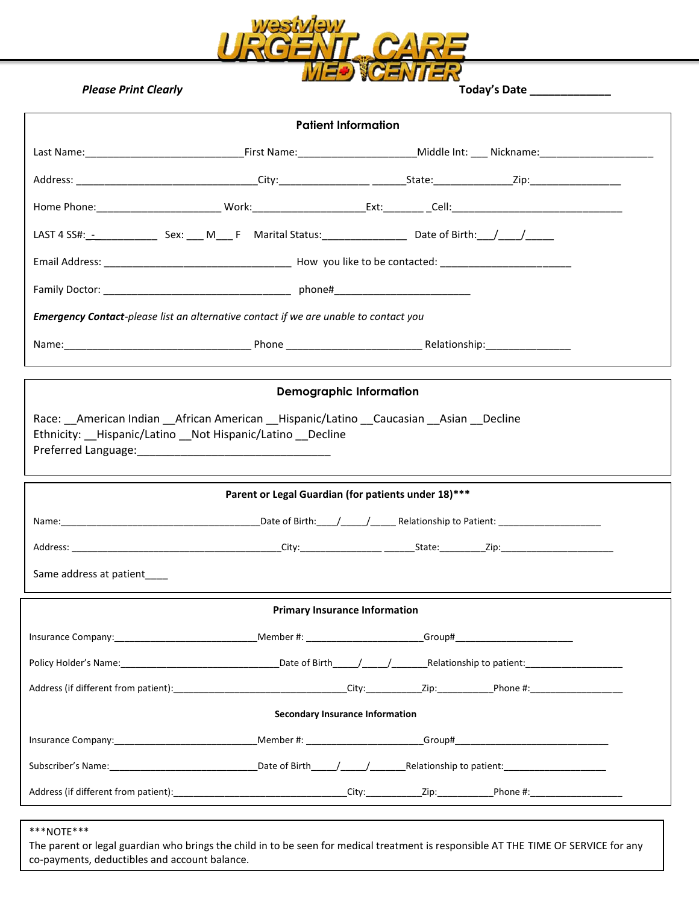westview URGENT CARE MED CENTER

***Please Print Clearly*** **Today's Date ____________**

## Patient Information

Last Name:___________________________First Name:____________________Middle Int: ___ Nickname:____________________

Address: _______________________________City:_______________ ______State:_____________Zip:________________

Home Phone:_____________________ Work:___________________Ext:_______ _Cell:______________________________

LAST 4 SS#:_-___________ Sex: ___ M___ F Marital Status:______________ Date of Birth:___/____/_____

Email Address: ________________________________ How you like to be contacted: ______________________

Family Doctor: ________________________________ phone#_______________________

***Emergency Contact****-please list an alternative contact if we are unable to contact you*

Name:________________________________ Phone _______________________ Relationship:_______________

## Demographic Information

Race: __American Indian __African American __Hispanic/Latino __Caucasian __Asian __Decline
Ethnicity: __Hispanic/Latino __Not Hispanic/Latino __Decline
Preferred Language:_______________________________

## Parent or Legal Guardian (for patients under 18)***

Name:______________________________________Date of Birth:____/_____/_____ Relationship to Patient: ___________________

Address: ________________________________________City:_______________ ______State:________Zip:_____________________

Same address at patient____

## Primary Insurance Information

Insurance Company:___________________________Member #: ______________________Group#______________________

Policy Holder's Name:______________________________Date of Birth_____/_____/_______Relationship to patient:__________________

Address (if different from patient):_________________________________City:__________Zip:__________Phone #:_________________

## Secondary Insurance Information

Insurance Company:___________________________Member #: ______________________Group#____________________________

Subscriber's Name:____________________________Date of Birth_____/_____/_______Relationship to patient:____________________

Address (if different from patient):_________________________________City:__________Zip:__________Phone #:_________________

***NOTE***
The parent or legal guardian who brings the child in to be seen for medical treatment is responsible AT THE TIME OF SERVICE for any co-payments, deductibles and account balance.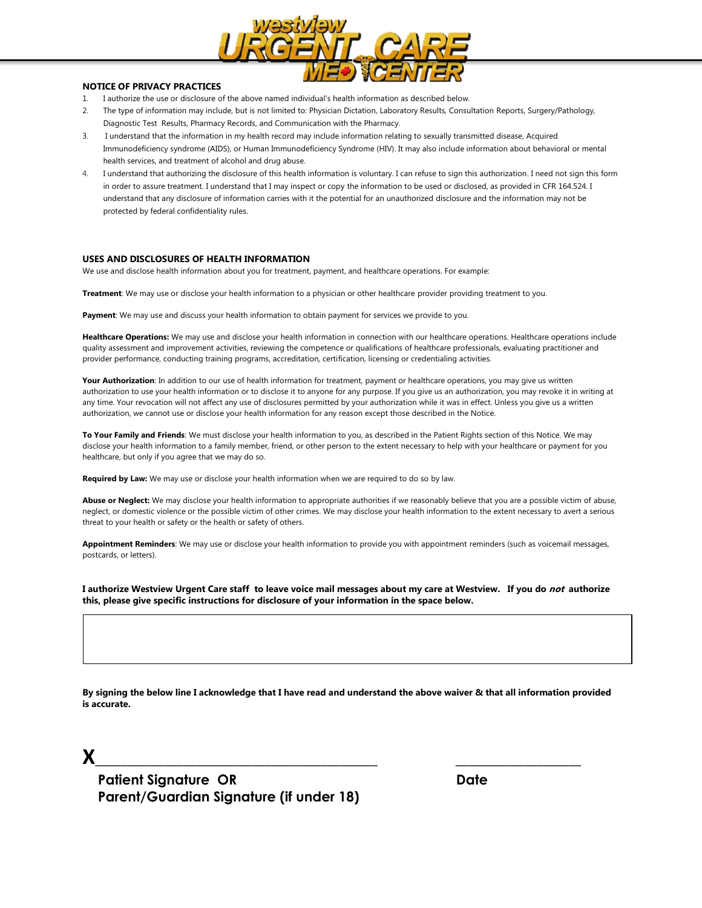## NOTICE OF PRIVACY PRACTICES

1. I authorize the use or disclosure of the above named individual's health information as described below.
2. The type of information may include, but is not limited to: Physician Dictation, Laboratory Results, Consultation Reports, Surgery/Pathology, Diagnostic Test Results, Pharmacy Records, and Communication with the Pharmacy.
3. I understand that the information in my health record may include information relating to sexually transmitted disease, Acquired Immunodeficiency syndrome (AIDS), or Human Immunodeficiency Syndrome (HIV). It may also include information about behavioral or mental health services, and treatment of alcohol and drug abuse.
4. I understand that authorizing the disclosure of this health information is voluntary. I can refuse to sign this authorization. I need not sign this form in order to assure treatment. I understand that I may inspect or copy the information to be used or disclosed, as provided in CFR 164.524. I understand that any disclosure of information carries with it the potential for an unauthorized disclosure and the information may not be protected by federal confidentiality rules.

## USES AND DISCLOSURES OF HEALTH INFORMATION

We use and disclose health information about you for treatment, payment, and healthcare operations. For example:

**Treatment**: We may use or disclose your health information to a physician or other healthcare provider providing treatment to you.

**Payment**: We may use and discuss your health information to obtain payment for services we provide to you.

**Healthcare Operations:** We may use and disclose your health information in connection with our healthcare operations. Healthcare operations include quality assessment and improvement activities, reviewing the competence or qualifications of healthcare professionals, evaluating practitioner and provider performance, conducting training programs, accreditation, certification, licensing or credentialing activities.

**Your Authorization**: In addition to our use of health information for treatment, payment or healthcare operations, you may give us written authorization to use your health information or to disclose it to anyone for any purpose. If you give us an authorization, you may revoke it in writing at any time. Your revocation will not affect any use of disclosures permitted by your authorization while it was in effect. Unless you give us a written authorization, we cannot use or disclose your health information for any reason except those described in the Notice.

**To Your Family and Friends**: We must disclose your health information to you, as described in the Patient Rights section of this Notice. We may disclose your health information to a family member, friend, or other person to the extent necessary to help with your healthcare or payment for you healthcare, but only if you agree that we may do so.

**Required by Law:** We may use or disclose your health information when we are required to do so by law.

**Abuse or Neglect:** We may disclose your health information to appropriate authorities if we reasonably believe that you are a possible victim of abuse, neglect, or domestic violence or the possible victim of other crimes. We may disclose your health information to the extent necessary to avert a serious threat to your health or safety or the health or safety of others.

**Appointment Reminders**: We may use or disclose your health information to provide you with appointment reminders (such as voicemail messages, postcards, or letters).

**I authorize Westview Urgent Care staff to leave voice mail messages about my care at Westview. If you do *not* authorize this, please give specific instructions for disclosure of your information in the space below.**

| |
|---|
| |

**By signing the below line I acknowledge that I have read and understand the above waiver & that all information provided is accurate.**

**X**______________________________________________ ______________________

**Patient Signature OR**
**Parent/Guardian Signature (if under 18)**

**Date**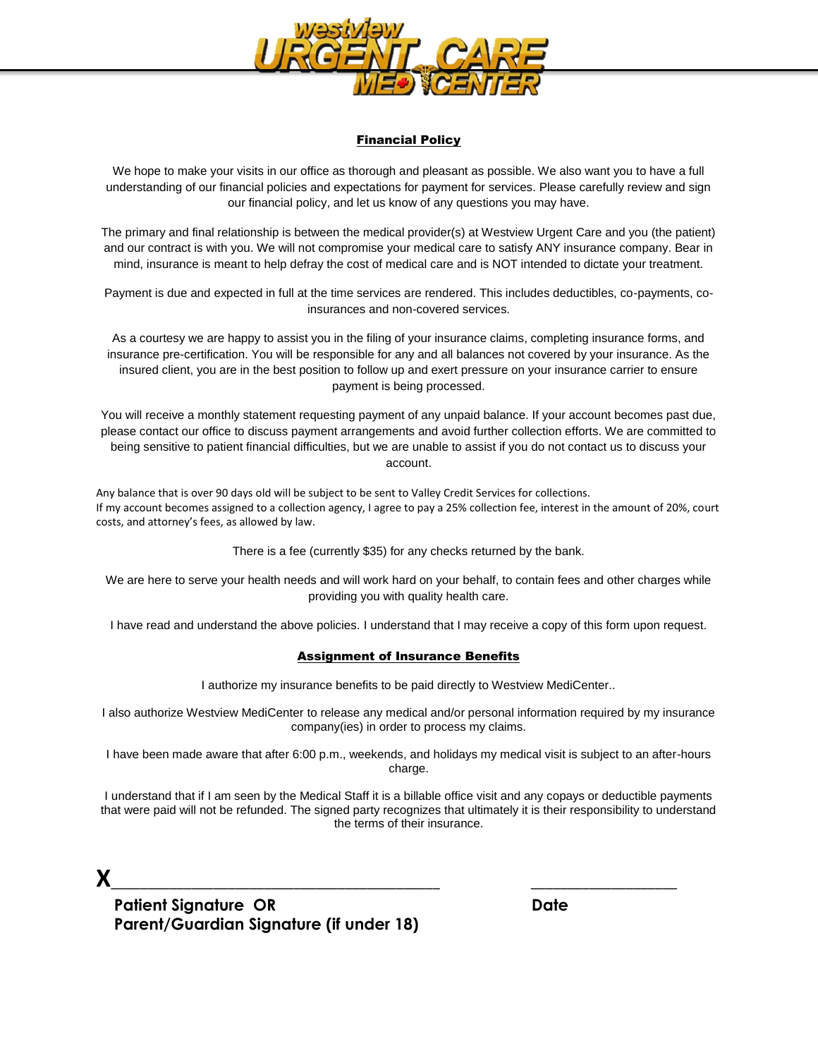westview URGENT CARE MEDICENTER

## Financial Policy

We hope to make your visits in our office as thorough and pleasant as possible. We also want you to have a full understanding of our financial policies and expectations for payment for services. Please carefully review and sign our financial policy, and let us know of any questions you may have.

The primary and final relationship is between the medical provider(s) at Westview Urgent Care and you (the patient) and our contract is with you. We will not compromise your medical care to satisfy ANY insurance company. Bear in mind, insurance is meant to help defray the cost of medical care and is NOT intended to dictate your treatment.

Payment is due and expected in full at the time services are rendered. This includes deductibles, co-payments, co-insurances and non-covered services.

As a courtesy we are happy to assist you in the filing of your insurance claims, completing insurance forms, and insurance pre-certification. You will be responsible for any and all balances not covered by your insurance. As the insured client, you are in the best position to follow up and exert pressure on your insurance carrier to ensure payment is being processed.

You will receive a monthly statement requesting payment of any unpaid balance. If your account becomes past due, please contact our office to discuss payment arrangements and avoid further collection efforts. We are committed to being sensitive to patient financial difficulties, but we are unable to assist if you do not contact us to discuss your account.

Any balance that is over 90 days old will be subject to be sent to Valley Credit Services for collections.
If my account becomes assigned to a collection agency, I agree to pay a 25% collection fee, interest in the amount of 20%, court costs, and attorney's fees, as allowed by law.

There is a fee (currently $35) for any checks returned by the bank.

We are here to serve your health needs and will work hard on your behalf, to contain fees and other charges while providing you with quality health care.

I have read and understand the above policies. I understand that I may receive a copy of this form upon request.

## Assignment of Insurance Benefits

I authorize my insurance benefits to be paid directly to Westview MediCenter..

I also authorize Westview MediCenter to release any medical and/or personal information required by my insurance company(ies) in order to process my claims.

I have been made aware that after 6:00 p.m., weekends, and holidays my medical visit is subject to an after-hours charge.

I understand that if I am seen by the Medical Staff it is a billable office visit and any copays or deductible payments that were paid will not be refunded. The signed party recognizes that ultimately it is their responsibility to understand the terms of their insurance.

**X**\_\_\_\_\_\_\_\_\_\_\_\_\_\_\_\_\_\_\_\_\_\_\_\_\_\_\_\_\_\_\_\_\_\_\_\_\_\_\_\_ \_\_\_\_\_\_\_\_\_\_\_\_\_\_\_\_\_\_\_\_

**Patient Signature OR**
**Parent/Guardian Signature (if under 18)** **Date**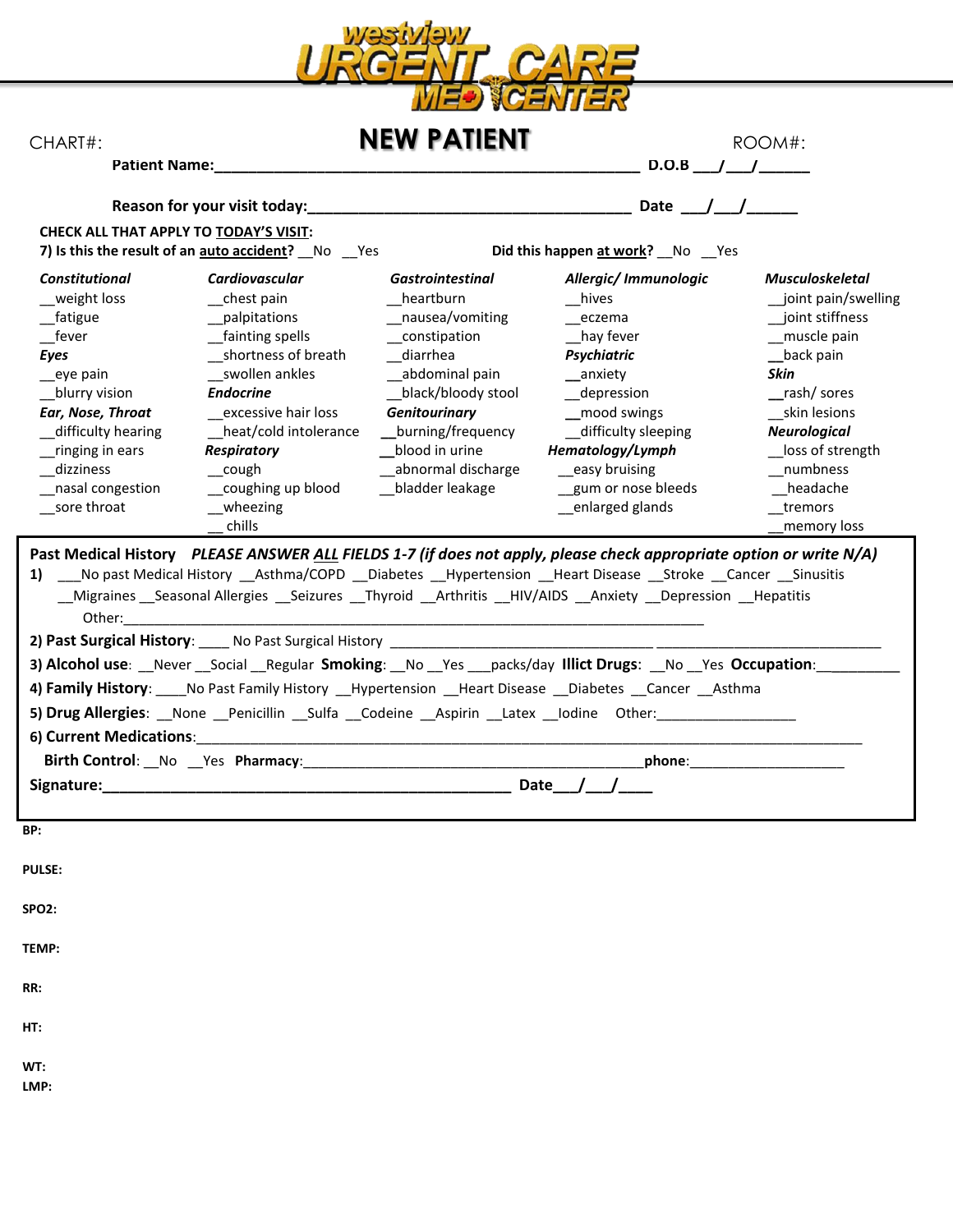# westview URGENT CARE MED CENTER

CHART#: **NEW PATIENT** ROOM#:

**Patient Name:**_______________________________________________________ **D.O.B** ___/___/______

**Reason for your visit today:**________________________________________ **Date** ___/___/______

**CHECK ALL THAT APPLY TO TODAY'S VISIT:**

**7) Is this the result of an auto accident?** __No __Yes **Did this happen at work?** __No __Yes

***Constitutional***
__weight loss
__fatigue
__fever

***Eyes***
__eye pain
__blurry vision

***Ear, Nose, Throat***
__difficulty hearing
__ringing in ears
__dizziness
__nasal congestion
__sore throat

***Cardiovascular***
__chest pain
__palpitations
__fainting spells
__shortness of breath
__swollen ankles

***Endocrine***
__excessive hair loss
__heat/cold intolerance

***Respiratory***
__cough
__coughing up blood
__wheezing
__chills

***Gastrointestinal***
__heartburn
__nausea/vomiting
__constipation
__diarrhea
__abdominal pain
__black/bloody stool

***Genitourinary***
__burning/frequency
__blood in urine
__abnormal discharge
__bladder leakage

***Allergic/ Immunologic***
__hives
__eczema
__hay fever

***Psychiatric***
__anxiety
__depression
__mood swings
__difficulty sleeping

***Hematology/Lymph***
__easy bruising
__gum or nose bleeds
__enlarged glands

***Musculoskeletal***
__joint pain/swelling
__joint stiffness
__muscle pain
__back pain

***Skin***
__rash/ sores
__skin lesions

***Neurological***
__loss of strength
__numbness
__headache
__tremors
__memory loss

**Past Medical History** ***PLEASE ANSWER ALL FIELDS 1-7 (if does not apply, please check appropriate option or write N/A)***

**1)** ___No past Medical History __Asthma/COPD __Diabetes __Hypertension __Heart Disease __Stroke __Cancer __Sinusitis __Migraines __Seasonal Allergies __Seizures __Thyroid __Arthritis __HIV/AIDS __Anxiety __Depression __Hepatitis

Other:________________________________________________________________________

**2) Past Surgical History**: ____ No Past Surgical History ______________________________ ______________________________

**3) Alcohol use**: __Never __Social __Regular **Smoking**: __No __Yes ___packs/day **Illict Drugs**: __No __Yes **Occupation**:__________

**4) Family History**: ____No Past Family History __Hypertension __Heart Disease __Diabetes __Cancer __Asthma

**5) Drug Allergies**: __None __Penicillin __Sulfa __Codeine __Aspirin __Latex __Iodine Other:_________________

**6) Current Medications**:_____________________________________________________________________________

**Birth Control**: __No __Yes **Pharmacy**:___________________________________________phone:____________________

**Signature:**_________________________________________________ **Date**___/___/____

**BP:**

**PULSE:**

**SPO2:**

**TEMP:**

**RR:**

**HT:**

**WT:**

**LMP:**